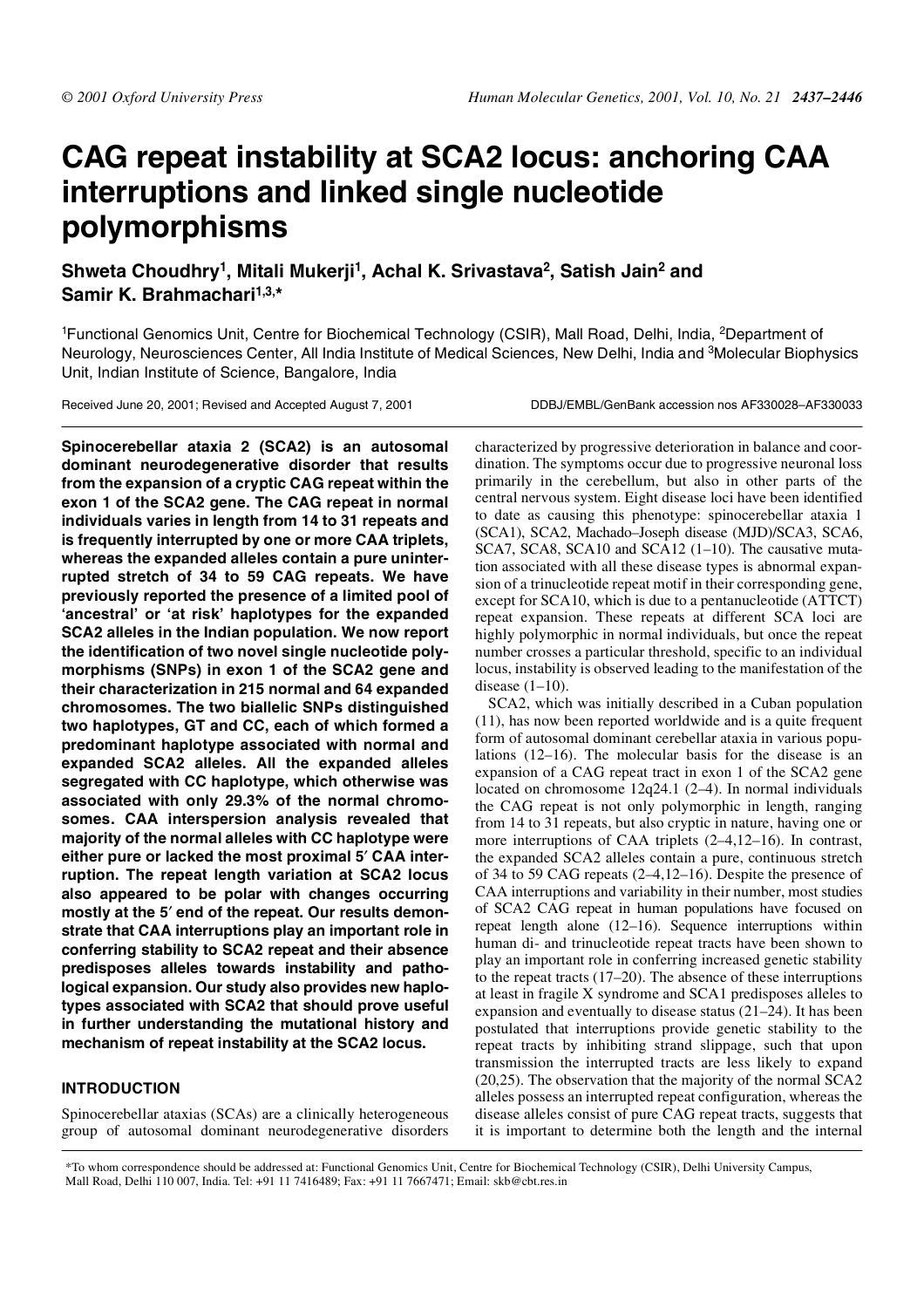# CAG repeat instability at SCA2 locus: anchoring CAA interruptions and linked single nucleotide polymorphisms

**Shweta Choudhry[1], Mitali Mukerji[1], Achal K. Srivastava[2], Satish Jain[2] and Samir K. Brahmachari[1,3,*]**

[1]Functional Genomics Unit, Centre for Biochemical Technology (CSIR), Mall Road, Delhi, India, [2]Department of Neurology, Neurosciences Center, All India Institute of Medical Sciences, New Delhi, India and [3]Molecular Biophysics Unit, Indian Institute of Science, Bangalore, India

Received June 20, 2001; Revised and Accepted August 7, 2001

DDBJ/EMBL/GenBank accession nos AF330028–AF330033

**Spinocerebellar ataxia 2 (SCA2) is an autosomal dominant neurodegenerative disorder that results from the expansion of a cryptic CAG repeat within the exon 1 of the SCA2 gene. The CAG repeat in normal individuals varies in length from 14 to 31 repeats and is frequently interrupted by one or more CAA triplets, whereas the expanded alleles contain a pure uninterrupted stretch of 34 to 59 CAG repeats. We have previously reported the presence of a limited pool of 'ancestral' or 'at risk' haplotypes for the expanded SCA2 alleles in the Indian population. We now report the identification of two novel single nucleotide polymorphisms (SNPs) in exon 1 of the SCA2 gene and their characterization in 215 normal and 64 expanded chromosomes. The two biallelic SNPs distinguished two haplotypes, GT and CC, each of which formed a predominant haplotype associated with normal and expanded SCA2 alleles. All the expanded alleles segregated with CC haplotype, which otherwise was associated with only 29.3% of the normal chromosomes. CAA interspersion analysis revealed that majority of the normal alleles with CC haplotype were either pure or lacked the most proximal 5′ CAA interruption. The repeat length variation at SCA2 locus also appeared to be polar with changes occurring mostly at the 5′ end of the repeat. Our results demonstrate that CAA interruptions play an important role in conferring stability to SCA2 repeat and their absence predisposes alleles towards instability and pathological expansion. Our study also provides new haplotypes associated with SCA2 that should prove useful in further understanding the mutational history and mechanism of repeat instability at the SCA2 locus.**

## INTRODUCTION

Spinocerebellar ataxias (SCAs) are a clinically heterogeneous group of autosomal dominant neurodegenerative disorders characterized by progressive deterioration in balance and coordination. The symptoms occur due to progressive neuronal loss primarily in the cerebellum, but also in other parts of the central nervous system. Eight disease loci have been identified to date as causing this phenotype: spinocerebellar ataxia 1 (SCA1), SCA2, Machado–Joseph disease (MJD)/SCA3, SCA6, SCA7, SCA8, SCA10 and SCA12 (1–10). The causative mutation associated with all these disease types is abnormal expansion of a trinucleotide repeat motif in their corresponding gene, except for SCA10, which is due to a pentanucleotide (ATTCT) repeat expansion. These repeats at different SCA loci are highly polymorphic in normal individuals, but once the repeat number crosses a particular threshold, specific to an individual locus, instability is observed leading to the manifestation of the disease (1–10).

SCA2, which was initially described in a Cuban population (11), has now been reported worldwide and is a quite frequent form of autosomal dominant cerebellar ataxia in various populations (12–16). The molecular basis for the disease is an expansion of a CAG repeat tract in exon 1 of the SCA2 gene located on chromosome 12q24.1 (2–4). In normal individuals the CAG repeat is not only polymorphic in length, ranging from 14 to 31 repeats, but also cryptic in nature, having one or more interruptions of CAA triplets (2–4,12–16). In contrast, the expanded SCA2 alleles contain a pure, continuous stretch of 34 to 59 CAG repeats (2–4,12–16). Despite the presence of CAA interruptions and variability in their number, most studies of SCA2 CAG repeat in human populations have focused on repeat length alone (12–16). Sequence interruptions within human di- and trinucleotide repeat tracts have been shown to play an important role in conferring increased genetic stability to the repeat tracts (17–20). The absence of these interruptions at least in fragile X syndrome and SCA1 predisposes alleles to expansion and eventually to disease status (21–24). It has been postulated that interruptions provide genetic stability to the repeat tracts by inhibiting strand slippage, such that upon transmission the interrupted tracts are less likely to expand (20,25). The observation that the majority of the normal SCA2 alleles possess an interrupted repeat configuration, whereas the disease alleles consist of pure CAG repeat tracts, suggests that it is important to determine both the length and the internal

*To whom correspondence should be addressed at: Functional Genomics Unit, Centre for Biochemical Technology (CSIR), Delhi University Campus, Mall Road, Delhi 110 007, India. Tel: +91 11 7416489; Fax: +91 11 7667471; Email: skb@cbt.res.in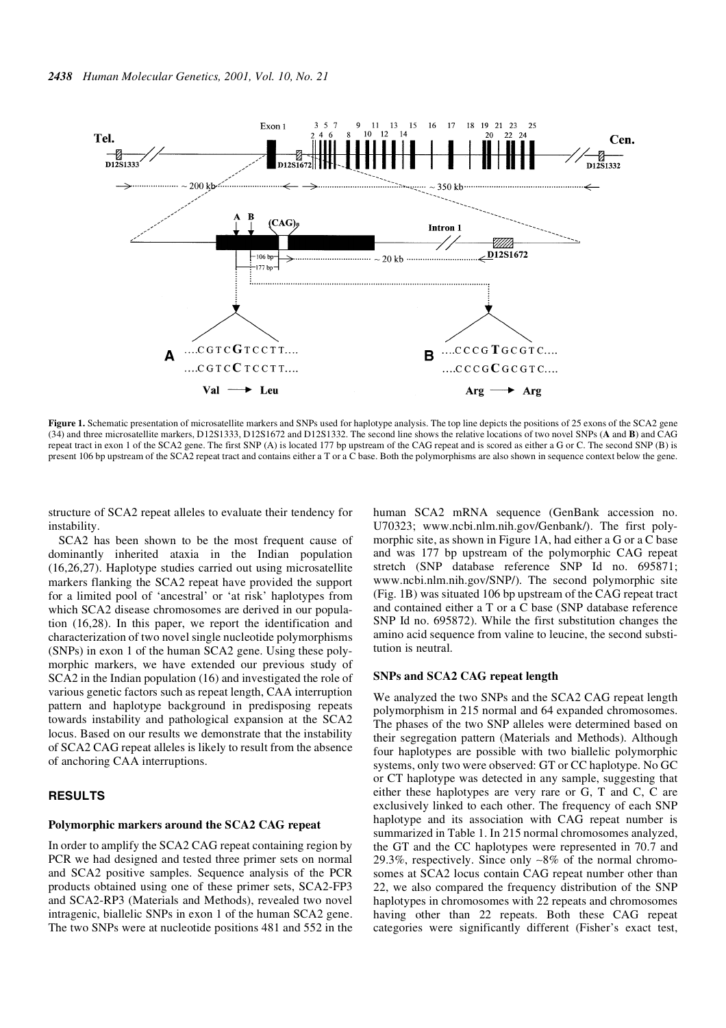Figure 1. Schematic presentation of microsatellite markers and SNPs used for haplotype analysis. The top line depicts the positions of 25 exons of the SCA2 gene (34) and three microsatellite markers, D12S1333, D12S1672 and D12S1332. The second line shows the relative locations of two novel SNPs (**A** and **B**) and CAG repeat tract in exon 1 of the SCA2 gene. The first SNP (A) is located 177 bp upstream of the CAG repeat and is scored as either a G or C. The second SNP (B) is present 106 bp upstream of the SCA2 repeat tract and contains either a T or a C base. Both the polymorphisms are also shown in sequence context below the gene.

structure of SCA2 repeat alleles to evaluate their tendency for instability.

SCA2 has been shown to be the most frequent cause of dominantly inherited ataxia in the Indian population (16,26,27). Haplotype studies carried out using microsatellite markers flanking the SCA2 repeat have provided the support for a limited pool of 'ancestral' or 'at risk' haplotypes from which SCA2 disease chromosomes are derived in our population (16,28). In this paper, we report the identification and characterization of two novel single nucleotide polymorphisms (SNPs) in exon 1 of the human SCA2 gene. Using these polymorphic markers, we have extended our previous study of SCA2 in the Indian population (16) and investigated the role of various genetic factors such as repeat length, CAA interruption pattern and haplotype background in predisposing repeats towards instability and pathological expansion at the SCA2 locus. Based on our results we demonstrate that the instability of SCA2 CAG repeat alleles is likely to result from the absence of anchoring CAA interruptions.

## RESULTS

### Polymorphic markers around the SCA2 CAG repeat

In order to amplify the SCA2 CAG repeat containing region by PCR we had designed and tested three primer sets on normal and SCA2 positive samples. Sequence analysis of the PCR products obtained using one of these primer sets, SCA2-FP3 and SCA2-RP3 (Materials and Methods), revealed two novel intragenic, biallelic SNPs in exon 1 of the human SCA2 gene. The two SNPs were at nucleotide positions 481 and 552 in the human SCA2 mRNA sequence (GenBank accession no. U70323; www.ncbi.nlm.nih.gov/Genbank/). The first polymorphic site, as shown in Figure 1A, had either a G or a C base and was 177 bp upstream of the polymorphic CAG repeat stretch (SNP database reference SNP Id no. 695871; www.ncbi.nlm.nih.gov/SNP/). The second polymorphic site (Fig. 1B) was situated 106 bp upstream of the CAG repeat tract and contained either a T or a C base (SNP database reference SNP Id no. 695872). While the first substitution changes the amino acid sequence from valine to leucine, the second substitution is neutral.

### SNPs and SCA2 CAG repeat length

We analyzed the two SNPs and the SCA2 CAG repeat length polymorphism in 215 normal and 64 expanded chromosomes. The phases of the two SNP alleles were determined based on their segregation pattern (Materials and Methods). Although four haplotypes are possible with two biallelic polymorphic systems, only two were observed: GT or CC haplotype. No GC or CT haplotype was detected in any sample, suggesting that either these haplotypes are very rare or G, T and C, C are exclusively linked to each other. The frequency of each SNP haplotype and its association with CAG repeat number is summarized in Table 1. In 215 normal chromosomes analyzed, the GT and the CC haplotypes were represented in 70.7 and 29.3%, respectively. Since only ~8% of the normal chromosomes at SCA2 locus contain CAG repeat number other than 22, we also compared the frequency distribution of the SNP haplotypes in chromosomes with 22 repeats and chromosomes having other than 22 repeats. Both these CAG repeat categories were significantly different (Fisher's exact test,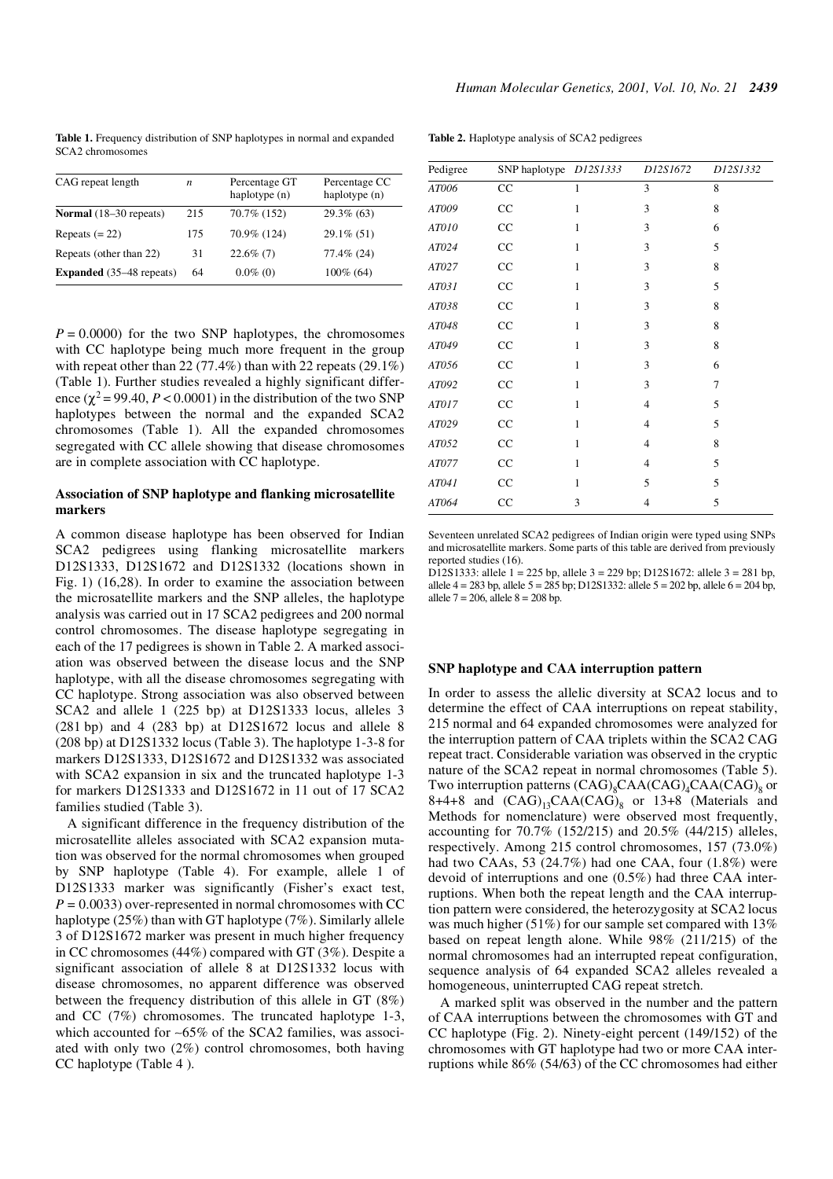**Table 1.** Frequency distribution of SNP haplotypes in normal and expanded SCA2 chromosomes

| CAG repeat length | $n$ | Percentage GT haplotype (n) | Percentage CC haplotype (n) |
|---|---|---|---|
| **Normal** (18–30 repeats) | 215 | 70.7% (152) | 29.3% (63) |
| Repeats (= 22) | 175 | 70.9% (124) | 29.1% (51) |
| Repeats (other than 22) | 31 | 22.6% (7) | 77.4% (24) |
| **Expanded** (35–48 repeats) | 64 | 0.0% (0) | 100% (64) |

$P = 0.0000$) for the two SNP haplotypes, the chromosomes with CC haplotype being much more frequent in the group with repeat other than 22 (77.4%) than with 22 repeats (29.1%) (Table 1). Further studies revealed a highly significant difference ($\chi^2 = 99.40$, $P < 0.0001$) in the distribution of the two SNP haplotypes between the normal and the expanded SCA2 chromosomes (Table 1). All the expanded chromosomes segregated with CC allele showing that disease chromosomes are in complete association with CC haplotype.

### Association of SNP haplotype and flanking microsatellite markers

A common disease haplotype has been observed for Indian SCA2 pedigrees using flanking microsatellite markers D12S1333, D12S1672 and D12S1332 (locations shown in Fig. 1) (16,28). In order to examine the association between the microsatellite markers and the SNP alleles, the haplotype analysis was carried out in 17 SCA2 pedigrees and 200 normal control chromosomes. The disease haplotype segregating in each of the 17 pedigrees is shown in Table 2. A marked association was observed between the disease locus and the SNP haplotype, with all the disease chromosomes segregating with CC haplotype. Strong association was also observed between SCA2 and allele 1 (225 bp) at D12S1333 locus, alleles 3 (281 bp) and 4 (283 bp) at D12S1672 locus and allele 8 (208 bp) at D12S1332 locus (Table 3). The haplotype 1-3-8 for markers D12S1333, D12S1672 and D12S1332 was associated with SCA2 expansion in six and the truncated haplotype 1-3 for markers D12S1333 and D12S1672 in 11 out of 17 SCA2 families studied (Table 3).

A significant difference in the frequency distribution of the microsatellite alleles associated with SCA2 expansion mutation was observed for the normal chromosomes when grouped by SNP haplotype (Table 4). For example, allele 1 of D12S1333 marker was significantly (Fisher's exact test, $P = 0.0033$) over-represented in normal chromosomes with CC haplotype (25%) than with GT haplotype (7%). Similarly allele 3 of D12S1672 marker was present in much higher frequency in CC chromosomes (44%) compared with GT (3%). Despite a significant association of allele 8 at D12S1332 locus with disease chromosomes, no apparent difference was observed between the frequency distribution of this allele in GT (8%) and CC (7%) chromosomes. The truncated haplotype 1-3, which accounted for ~65% of the SCA2 families, was associated with only two (2%) control chromosomes, both having CC haplotype (Table 4 ).

**Table 2.** Haplotype analysis of SCA2 pedigrees

| Pedigree | SNP haplotype | *D12S1333* | *D12S1672* | *D12S1332* |
|---|---|---|---|---|
| *AT006* | CC | 1 | 3 | 8 |
| *AT009* | CC | 1 | 3 | 8 |
| *AT010* | CC | 1 | 3 | 6 |
| *AT024* | CC | 1 | 3 | 5 |
| *AT027* | CC | 1 | 3 | 8 |
| *AT031* | CC | 1 | 3 | 5 |
| *AT038* | CC | 1 | 3 | 8 |
| *AT048* | CC | 1 | 3 | 8 |
| *AT049* | CC | 1 | 3 | 8 |
| *AT056* | CC | 1 | 3 | 6 |
| *AT092* | CC | 1 | 3 | 7 |
| *AT017* | CC | 1 | 4 | 5 |
| *AT029* | CC | 1 | 4 | 5 |
| *AT052* | CC | 1 | 4 | 8 |
| *AT077* | CC | 1 | 4 | 5 |
| *AT041* | CC | 1 | 5 | 5 |
| *AT064* | CC | 3 | 4 | 5 |

Seventeen unrelated SCA2 pedigrees of Indian origin were typed using SNPs and microsatellite markers. Some parts of this table are derived from previously reported studies (16).
D12S1333: allele 1 = 225 bp, allele 3 = 229 bp; D12S1672: allele 3 = 281 bp, allele 4 = 283 bp, allele 5 = 285 bp; D12S1332: allele 5 = 202 bp, allele 6 = 204 bp, allele 7 = 206, allele 8 = 208 bp.

### SNP haplotype and CAA interruption pattern

In order to assess the allelic diversity at SCA2 locus and to determine the effect of CAA interruptions on repeat stability, 215 normal and 64 expanded chromosomes were analyzed for the interruption pattern of CAA triplets within the SCA2 CAG repeat tract. Considerable variation was observed in the cryptic nature of the SCA2 repeat in normal chromosomes (Table 5). Two interruption patterns $(CAG)_8CAA(CAG)_4CAA(CAG)_8$ or 8+4+8 and $(CAG)_{13}CAA(CAG)_8$ or 13+8 (Materials and Methods for nomenclature) were observed most frequently, accounting for 70.7% (152/215) and 20.5% (44/215) alleles, respectively. Among 215 control chromosomes, 157 (73.0%) had two CAAs, 53 (24.7%) had one CAA, four (1.8%) were devoid of interruptions and one (0.5%) had three CAA interruptions. When both the repeat length and the CAA interruption pattern were considered, the heterozygosity at SCA2 locus was much higher (51%) for our sample set compared with 13% based on repeat length alone. While 98% (211/215) of the normal chromosomes had an interrupted repeat configuration, sequence analysis of 64 expanded SCA2 alleles revealed a homogeneous, uninterrupted CAG repeat stretch.

A marked split was observed in the number and the pattern of CAA interruptions between the chromosomes with GT and CC haplotype (Fig. 2). Ninety-eight percent (149/152) of the chromosomes with GT haplotype had two or more CAA interruptions while 86% (54/63) of the CC chromosomes had either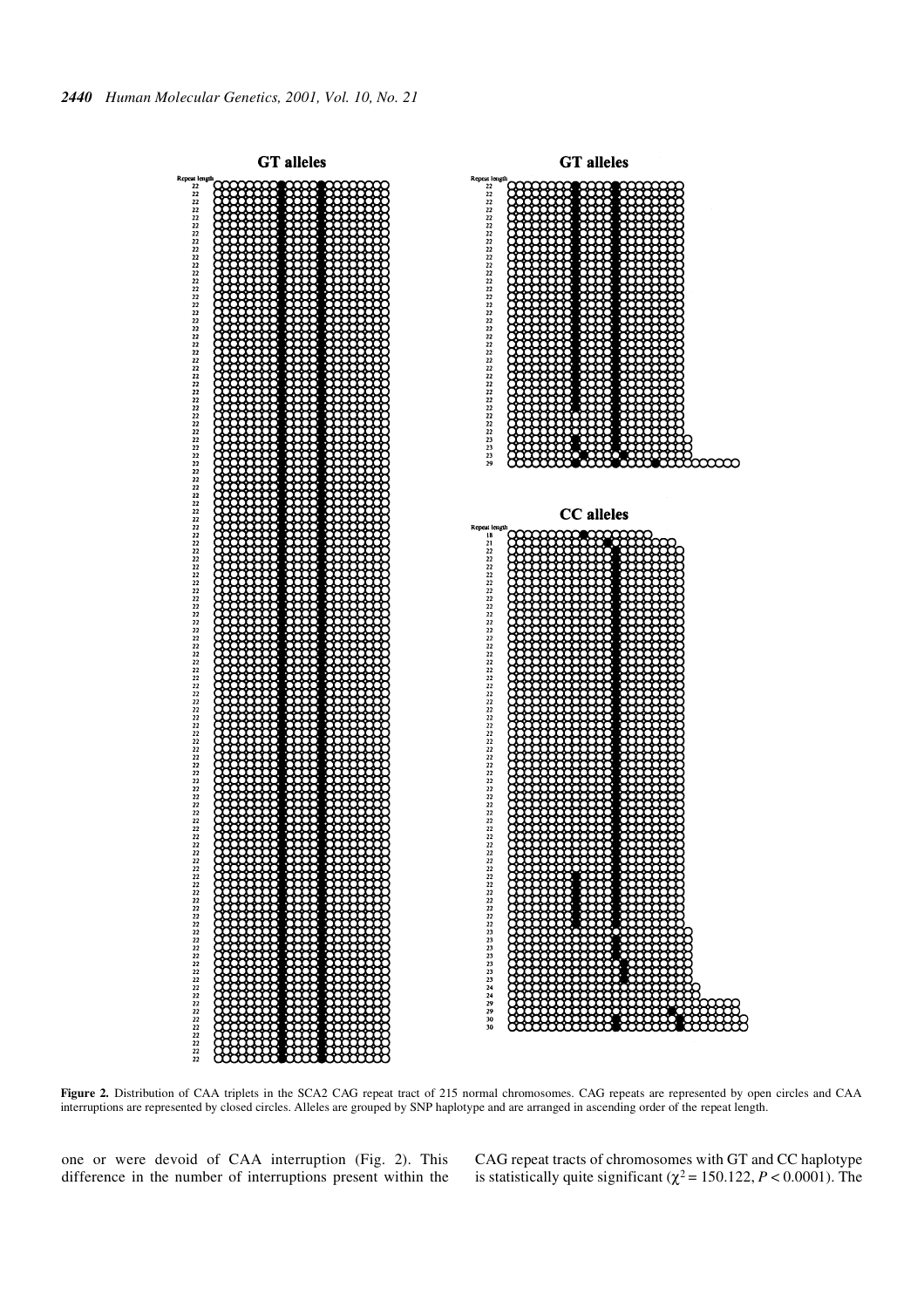**Figure 2.** Distribution of CAA triplets in the SCA2 CAG repeat tract of 215 normal chromosomes. CAG repeats are represented by open circles and CAA interruptions are represented by closed circles. Alleles are grouped by SNP haplotype and are arranged in ascending order of the repeat length.

one or were devoid of CAA interruption (Fig. 2). This difference in the number of interruptions present within the CAG repeat tracts of chromosomes with GT and CC haplotype is statistically quite significant ($\chi^2 = 150.122$, $P < 0.0001$). The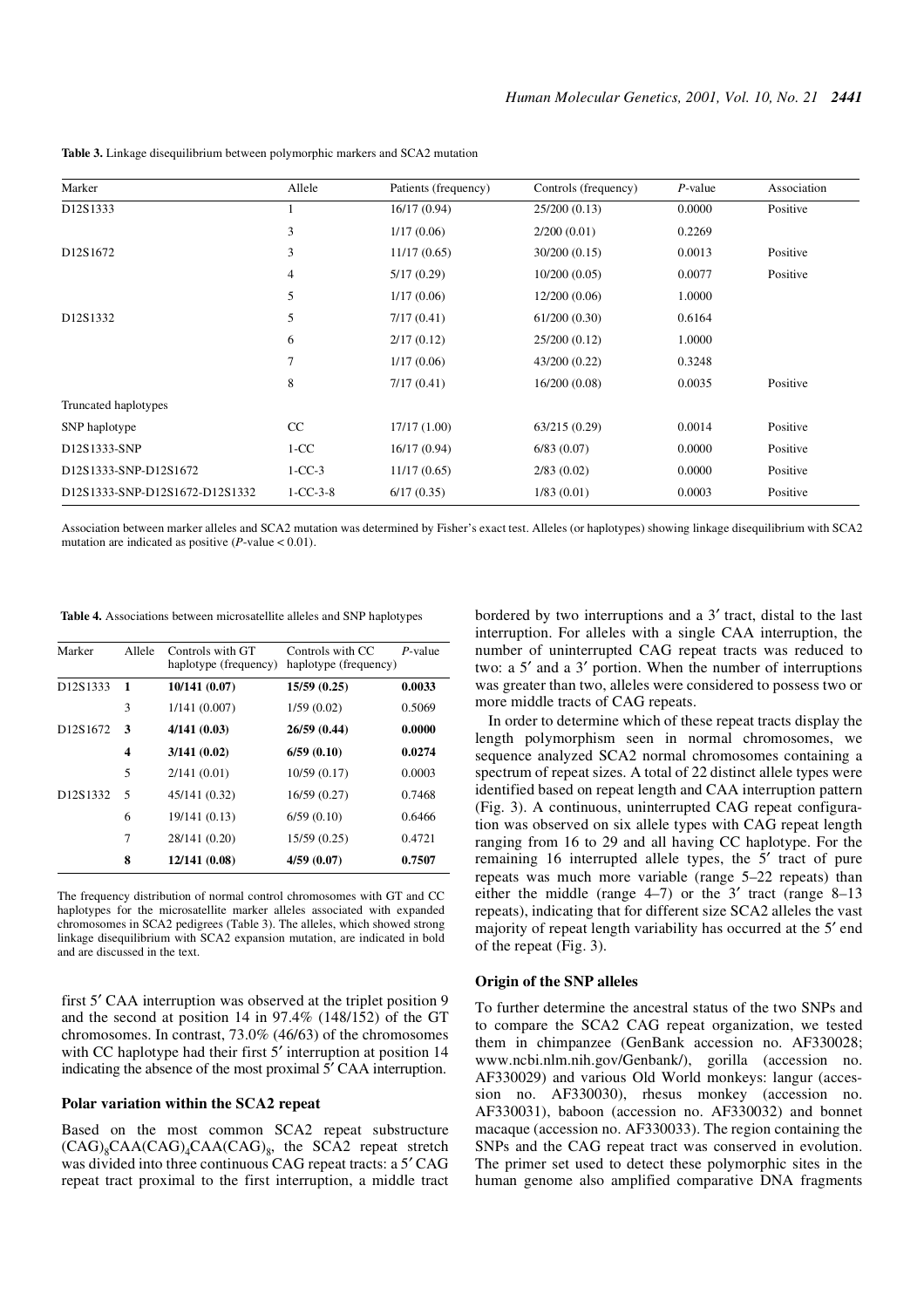**Table 3.** Linkage disequilibrium between polymorphic markers and SCA2 mutation

| Marker | Allele | Patients (frequency) | Controls (frequency) | *P*-value | Association |
|---|---|---|---|---|---|
| D12S1333 | 1 | 16/17 (0.94) | 25/200 (0.13) | 0.0000 | Positive |
| | 3 | 1/17 (0.06) | 2/200 (0.01) | 0.2269 | |
| D12S1672 | 3 | 11/17 (0.65) | 30/200 (0.15) | 0.0013 | Positive |
| | 4 | 5/17 (0.29) | 10/200 (0.05) | 0.0077 | Positive |
| | 5 | 1/17 (0.06) | 12/200 (0.06) | 1.0000 | |
| D12S1332 | 5 | 7/17 (0.41) | 61/200 (0.30) | 0.6164 | |
| | 6 | 2/17 (0.12) | 25/200 (0.12) | 1.0000 | |
| | 7 | 1/17 (0.06) | 43/200 (0.22) | 0.3248 | |
| | 8 | 7/17 (0.41) | 16/200 (0.08) | 0.0035 | Positive |
| Truncated haplotypes | | | | | |
| SNP haplotype | CC | 17/17 (1.00) | 63/215 (0.29) | 0.0014 | Positive |
| D12S1333-SNP | 1-CC | 16/17 (0.94) | 6/83 (0.07) | 0.0000 | Positive |
| D12S1333-SNP-D12S1672 | 1-CC-3 | 11/17 (0.65) | 2/83 (0.02) | 0.0000 | Positive |
| D12S1333-SNP-D12S1672-D12S1332 | 1-CC-3-8 | 6/17 (0.35) | 1/83 (0.01) | 0.0003 | Positive |

Association between marker alleles and SCA2 mutation was determined by Fisher's exact test. Alleles (or haplotypes) showing linkage disequilibrium with SCA2 mutation are indicated as positive (*P*-value < 0.01).

**Table 4.** Associations between microsatellite alleles and SNP haplotypes

| Marker | Allele | Controls with GT haplotype (frequency) | Controls with CC haplotype (frequency) | *P*-value |
|---|---|---|---|---|
| D12S1333 | **1** | **10/141 (0.07)** | **15/59 (0.25)** | **0.0033** |
| | 3 | 1/141 (0.007) | 1/59 (0.02) | 0.5069 |
| D12S1672 | **3** | **4/141 (0.03)** | **26/59 (0.44)** | **0.0000** |
| | **4** | **3/141 (0.02)** | **6/59 (0.10)** | **0.0274** |
| | 5 | 2/141 (0.01) | 10/59 (0.17) | 0.0003 |
| D12S1332 | 5 | 45/141 (0.32) | 16/59 (0.27) | 0.7468 |
| | 6 | 19/141 (0.13) | 6/59 (0.10) | 0.6466 |
| | 7 | 28/141 (0.20) | 15/59 (0.25) | 0.4721 |
| | **8** | **12/141 (0.08)** | **4/59 (0.07)** | **0.7507** |

The frequency distribution of normal control chromosomes with GT and CC haplotypes for the microsatellite marker alleles associated with expanded chromosomes in SCA2 pedigrees (Table 3). The alleles, which showed strong linkage disequilibrium with SCA2 expansion mutation, are indicated in bold and are discussed in the text.

first 5′ CAA interruption was observed at the triplet position 9 and the second at position 14 in 97.4% (148/152) of the GT chromosomes. In contrast, 73.0% (46/63) of the chromosomes with CC haplotype had their first 5′ interruption at position 14 indicating the absence of the most proximal 5′ CAA interruption.

### Polar variation within the SCA2 repeat

Based on the most common SCA2 repeat substructure $(CAG)_8CAA(CAG)_4CAA(CAG)_8$, the SCA2 repeat stretch was divided into three continuous CAG repeat tracts: a 5′ CAG repeat tract proximal to the first interruption, a middle tract bordered by two interruptions and a 3′ tract, distal to the last interruption. For alleles with a single CAA interruption, the number of uninterrupted CAG repeat tracts was reduced to two: a 5′ and a 3′ portion. When the number of interruptions was greater than two, alleles were considered to possess two or more middle tracts of CAG repeats.

In order to determine which of these repeat tracts display the length polymorphism seen in normal chromosomes, we sequence analyzed SCA2 normal chromosomes containing a spectrum of repeat sizes. A total of 22 distinct allele types were identified based on repeat length and CAA interruption pattern (Fig. 3). A continuous, uninterrupted CAG repeat configuration was observed on six allele types with CAG repeat length ranging from 16 to 29 and all having CC haplotype. For the remaining 16 interrupted allele types, the 5′ tract of pure repeats was much more variable (range 5–22 repeats) than either the middle (range 4–7) or the 3′ tract (range 8–13 repeats), indicating that for different size SCA2 alleles the vast majority of repeat length variability has occurred at the 5′ end of the repeat (Fig. 3).

### Origin of the SNP alleles

To further determine the ancestral status of the two SNPs and to compare the SCA2 CAG repeat organization, we tested them in chimpanzee (GenBank accession no. AF330028; www.ncbi.nlm.nih.gov/Genbank/), gorilla (accession no. AF330029) and various Old World monkeys: langur (accession no. AF330030), rhesus monkey (accession no. AF330031), baboon (accession no. AF330032) and bonnet macaque (accession no. AF330033). The region containing the SNPs and the CAG repeat tract was conserved in evolution. The primer set used to detect these polymorphic sites in the human genome also amplified comparative DNA fragments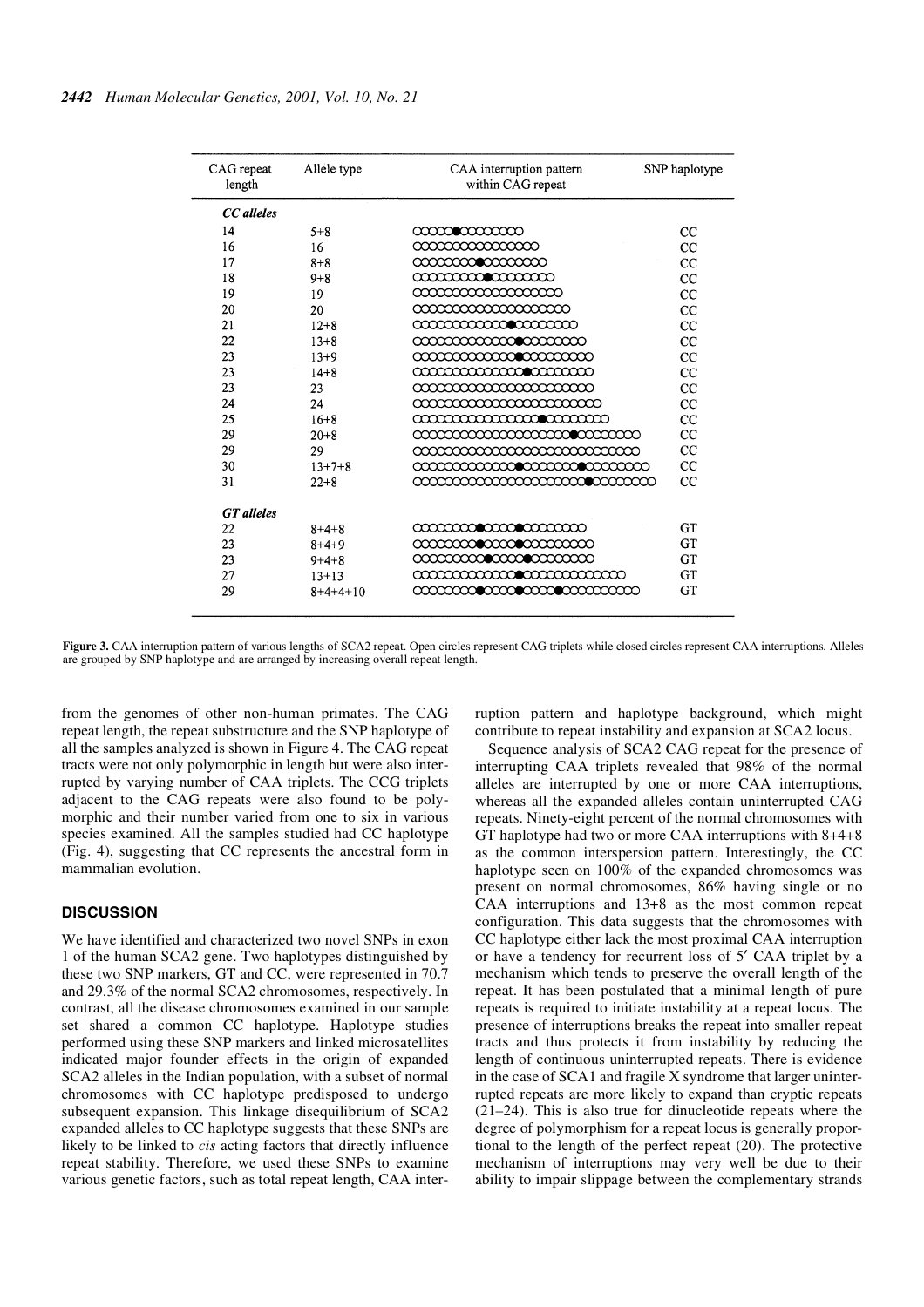| CAG repeat length | Allele type | CAA interruption pattern within CAG repeat | SNP haplotype |
|---|---|---|---|
| ***CC alleles*** | | | |
| 14 | 5+8 | ○○○○○●○○○○○○○○ | CC |
| 16 | 16 | ○○○○○○○○○○○○○○○○ | CC |
| 17 | 8+8 | ○○○○○○○○●○○○○○○○○ | CC |
| 18 | 9+8 | ○○○○○○○○○●○○○○○○○○ | CC |
| 19 | 19 | ○○○○○○○○○○○○○○○○○○○ | CC |
| 20 | 20 | ○○○○○○○○○○○○○○○○○○○○ | CC |
| 21 | 12+8 | ○○○○○○○○○○○○●○○○○○○○○ | CC |
| 22 | 13+8 | ○○○○○○○○○○○○○●○○○○○○○○ | CC |
| 23 | 13+9 | ○○○○○○○○○○○○○●○○○○○○○○○ | CC |
| 23 | 14+8 | ○○○○○○○○○○○○○○●○○○○○○○○○ | CC |
| 23 | 23 | ○○○○○○○○○○○○○○○○○○○○○○○ | CC |
| 24 | 24 | ○○○○○○○○○○○○○○○○○○○○○○○○ | CC |
| 25 | 16+8 | ○○○○○○○○○○○○○○○○●○○○○○○○○ | CC |
| 29 | 20+8 | ○○○○○○○○○○○○○○○○○○○○●○○○○○○○○ | CC |
| 29 | 29 | ○○○○○○○○○○○○○○○○○○○○○○○○○○○○○ | CC |
| 30 | 13+7+8 | ○○○○○○○○○○○○○●○○○○○○○●○○○○○○○○ | CC |
| 31 | 22+8 | ○○○○○○○○○○○○○○○○○○○○○○●○○○○○○○○ | CC |
| ***GT alleles*** | | | |
| 22 | 8+4+8 | ○○○○○○○○●○○○○●○○○○○○○○ | GT |
| 23 | 8+4+9 | ○○○○○○○○●○○○○●○○○○○○○○○ | GT |
| 23 | 9+4+8 | ○○○○○○○○○●○○○○●○○○○○○○○○ | GT |
| 27 | 13+13 | ○○○○○○○○○○○○○●○○○○○○○○○○○○○ | GT |
| 29 | 8+4+4+10 | ○○○○○○○○●○○○○●○○○○●○○○○○○○○○○ | GT |

**Figure 3.** CAA interruption pattern of various lengths of SCA2 repeat. Open circles represent CAG triplets while closed circles represent CAA interruptions. Alleles are grouped by SNP haplotype and are arranged by increasing overall repeat length.

from the genomes of other non-human primates. The CAG repeat length, the repeat substructure and the SNP haplotype of all the samples analyzed is shown in Figure 4. The CAG repeat tracts were not only polymorphic in length but were also interrupted by varying number of CAA triplets. The CCG triplets adjacent to the CAG repeats were also found to be polymorphic and their number varied from one to six in various species examined. All the samples studied had CC haplotype (Fig. 4), suggesting that CC represents the ancestral form in mammalian evolution.

## DISCUSSION

We have identified and characterized two novel SNPs in exon 1 of the human SCA2 gene. Two haplotypes distinguished by these two SNP markers, GT and CC, were represented in 70.7 and 29.3% of the normal SCA2 chromosomes, respectively. In contrast, all the disease chromosomes examined in our sample set shared a common CC haplotype. Haplotype studies performed using these SNP markers and linked microsatellites indicated major founder effects in the origin of expanded SCA2 alleles in the Indian population, with a subset of normal chromosomes with CC haplotype predisposed to undergo subsequent expansion. This linkage disequilibrium of SCA2 expanded alleles to CC haplotype suggests that these SNPs are likely to be linked to *cis* acting factors that directly influence repeat stability. Therefore, we used these SNPs to examine various genetic factors, such as total repeat length, CAA interruption pattern and haplotype background, which might contribute to repeat instability and expansion at SCA2 locus.

Sequence analysis of SCA2 CAG repeat for the presence of interrupting CAA triplets revealed that 98% of the normal alleles are interrupted by one or more CAA interruptions, whereas all the expanded alleles contain uninterrupted CAG repeats. Ninety-eight percent of the normal chromosomes with GT haplotype had two or more CAA interruptions with 8+4+8 as the common interspersion pattern. Interestingly, the CC haplotype seen on 100% of the expanded chromosomes was present on normal chromosomes, 86% having single or no CAA interruptions and 13+8 as the most common repeat configuration. This data suggests that the chromosomes with CC haplotype either lack the most proximal CAA interruption or have a tendency for recurrent loss of 5′ CAA triplet by a mechanism which tends to preserve the overall length of the repeat. It has been postulated that a minimal length of pure repeats is required to initiate instability at a repeat locus. The presence of interruptions breaks the repeat into smaller repeat tracts and thus protects it from instability by reducing the length of continuous uninterrupted repeats. There is evidence in the case of SCA1 and fragile X syndrome that larger uninterrupted repeats are more likely to expand than cryptic repeats (21–24). This is also true for dinucleotide repeats where the degree of polymorphism for a repeat locus is generally proportional to the length of the perfect repeat (20). The protective mechanism of interruptions may very well be due to their ability to impair slippage between the complementary strands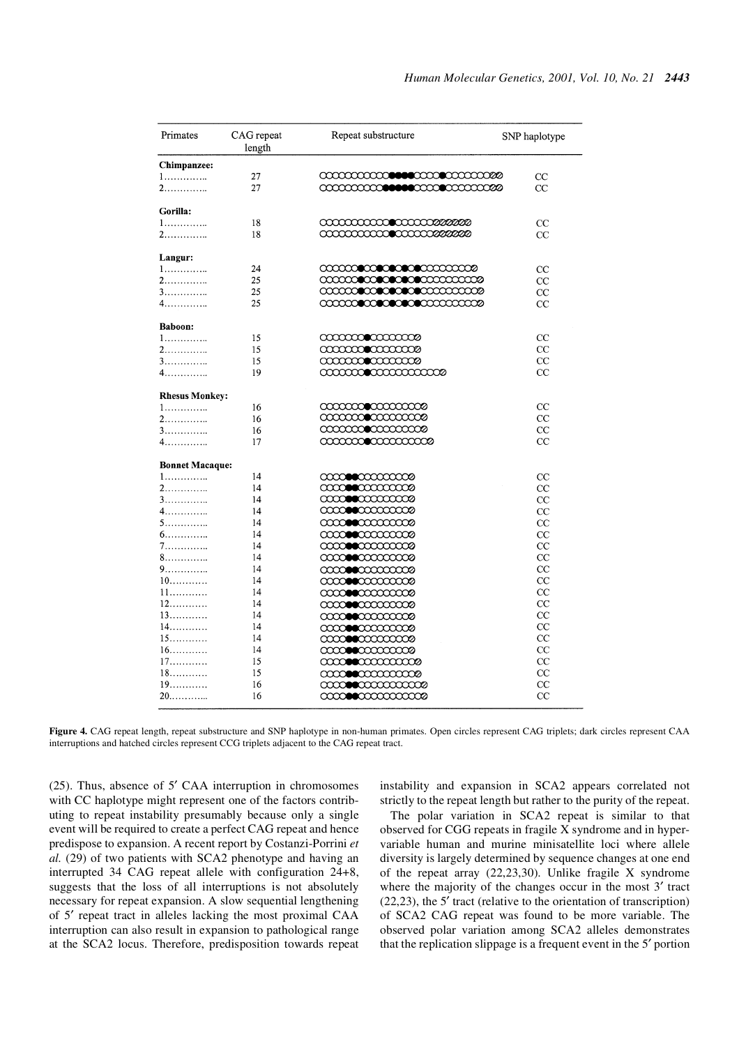| Primates | CAG repeat length | Repeat substructure | SNP haplotype |
|---|---|---|---|
| **Chimpanzee:** | | | |
| 1………….. | 27 | | CC |
| 2………….. | 27 | | CC |
| **Gorilla:** | | | |
| 1………….. | 18 | | CC |
| 2………….. | 18 | | CC |
| **Langur:** | | | |
| 1………….. | 24 | | CC |
| 2………….. | 25 | | CC |
| 3………….. | 25 | | CC |
| 4………….. | 25 | | CC |
| **Baboon:** | | | |
| 1………….. | 15 | | CC |
| 2………….. | 15 | | CC |
| 3………….. | 15 | | CC |
| 4………….. | 19 | | CC |
| **Rhesus Monkey:** | | | |
| 1………….. | 16 | | CC |
| 2………….. | 16 | | CC |
| 3………….. | 16 | | CC |
| 4………….. | 17 | | CC |
| **Bonnet Macaque:** | | | |
| 1………….. | 14 | | CC |
| 2………….. | 14 | | CC |
| 3………….. | 14 | | CC |
| 4………….. | 14 | | CC |
| 5………….. | 14 | | CC |
| 6………….. | 14 | | CC |
| 7………….. | 14 | | CC |
| 8………….. | 14 | | CC |
| 9………….. | 14 | | CC |
| 10………… | 14 | | CC |
| 11………… | 14 | | CC |
| 12………… | 14 | | CC |
| 13………… | 14 | | CC |
| 14………… | 14 | | CC |
| 15………… | 14 | | CC |
| 16………… | 14 | | CC |
| 17………… | 15 | | CC |
| 18………… | 15 | | CC |
| 19………… | 16 | | CC |
| 20………... | 16 | | CC |

**Figure 4.** CAG repeat length, repeat substructure and SNP haplotype in non-human primates. Open circles represent CAG triplets; dark circles represent CAA interruptions and hatched circles represent CCG triplets adjacent to the CAG repeat tract.

(25). Thus, absence of 5′ CAA interruption in chromosomes with CC haplotype might represent one of the factors contributing to repeat instability presumably because only a single event will be required to create a perfect CAG repeat and hence predispose to expansion. A recent report by Costanzi-Porrini *et al.* (29) of two patients with SCA2 phenotype and having an interrupted 34 CAG repeat allele with configuration 24+8, suggests that the loss of all interruptions is not absolutely necessary for repeat expansion. A slow sequential lengthening of 5′ repeat tract in alleles lacking the most proximal CAA interruption can also result in expansion to pathological range at the SCA2 locus. Therefore, predisposition towards repeat instability and expansion in SCA2 appears correlated not strictly to the repeat length but rather to the purity of the repeat.

The polar variation in SCA2 repeat is similar to that observed for CGG repeats in fragile X syndrome and in hypervariable human and murine minisatellite loci where allele diversity is largely determined by sequence changes at one end of the repeat array (22,23,30). Unlike fragile X syndrome where the majority of the changes occur in the most 3′ tract (22,23), the 5′ tract (relative to the orientation of transcription) of SCA2 CAG repeat was found to be more variable. The observed polar variation among SCA2 alleles demonstrates that the replication slippage is a frequent event in the 5′ portion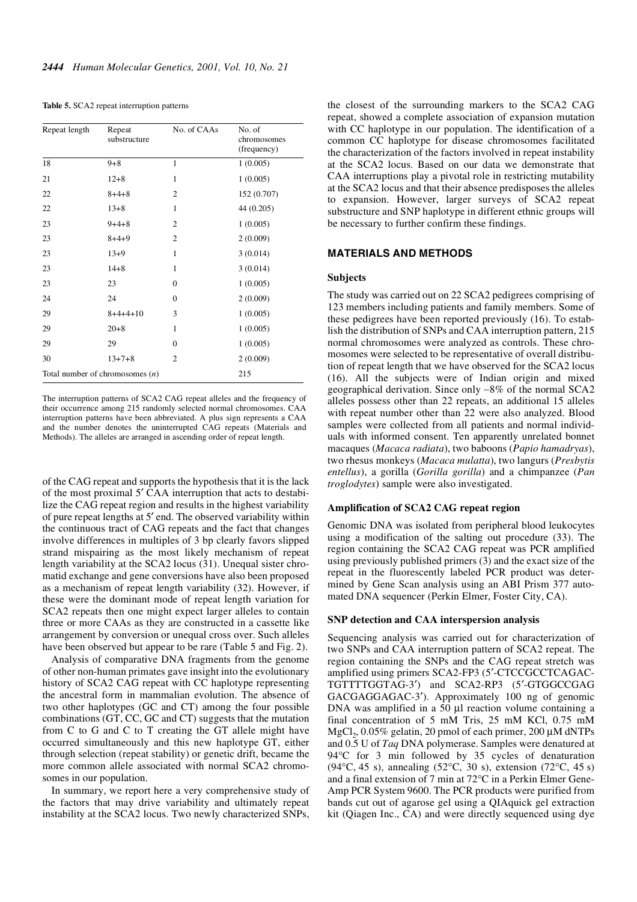**Table 5.** SCA2 repeat interruption patterns

| Repeat length | Repeat substructure | No. of CAAs | No. of chromosomes (frequency) |
|---|---|---|---|
| 18 | 9+8 | 1 | 1 (0.005) |
| 21 | 12+8 | 1 | 1 (0.005) |
| 22 | 8+4+8 | 2 | 152 (0.707) |
| 22 | 13+8 | 1 | 44 (0.205) |
| 23 | 9+4+8 | 2 | 1 (0.005) |
| 23 | 8+4+9 | 2 | 2 (0.009) |
| 23 | 13+9 | 1 | 3 (0.014) |
| 23 | 14+8 | 1 | 3 (0.014) |
| 23 | 23 | 0 | 1 (0.005) |
| 24 | 24 | 0 | 2 (0.009) |
| 29 | 8+4+4+10 | 3 | 1 (0.005) |
| 29 | 20+8 | 1 | 1 (0.005) |
| 29 | 29 | 0 | 1 (0.005) |
| 30 | 13+7+8 | 2 | 2 (0.009) |
| Total number of chromosomes ($n$) | | | 215 |

The interruption patterns of SCA2 CAG repeat alleles and the frequency of their occurrence among 215 randomly selected normal chromosomes. CAA interruption patterns have been abbreviated. A plus sign represents a CAA and the number denotes the uninterrupted CAG repeats (Materials and Methods). The alleles are arranged in ascending order of repeat length.

of the CAG repeat and supports the hypothesis that it is the lack of the most proximal 5′ CAA interruption that acts to destabilize the CAG repeat region and results in the highest variability of pure repeat lengths at 5′ end. The observed variability within the continuous tract of CAG repeats and the fact that changes involve differences in multiples of 3 bp clearly favors slipped strand mispairing as the most likely mechanism of repeat length variability at the SCA2 locus (31). Unequal sister chromatid exchange and gene conversions have also been proposed as a mechanism of repeat length variability (32). However, if these were the dominant mode of repeat length variation for SCA2 repeats then one might expect larger alleles to contain three or more CAAs as they are constructed in a cassette like arrangement by conversion or unequal cross over. Such alleles have been observed but appear to be rare (Table 5 and Fig. 2).

Analysis of comparative DNA fragments from the genome of other non-human primates gave insight into the evolutionary history of SCA2 CAG repeat with CC haplotype representing the ancestral form in mammalian evolution. The absence of two other haplotypes (GC and CT) among the four possible combinations (GT, CC, GC and CT) suggests that the mutation from C to G and C to T creating the GT allele might have occurred simultaneously and this new haplotype GT, either through selection (repeat stability) or genetic drift, became the more common allele associated with normal SCA2 chromosomes in our population.

In summary, we report here a very comprehensive study of the factors that may drive variability and ultimately repeat instability at the SCA2 locus. Two newly characterized SNPs, the closest of the surrounding markers to the SCA2 CAG repeat, showed a complete association of expansion mutation with CC haplotype in our population. The identification of a common CC haplotype for disease chromosomes facilitated the characterization of the factors involved in repeat instability at the SCA2 locus. Based on our data we demonstrate that CAA interruptions play a pivotal role in restricting mutability at the SCA2 locus and that their absence predisposes the alleles to expansion. However, larger surveys of SCA2 repeat substructure and SNP haplotype in different ethnic groups will be necessary to further confirm these findings.

## MATERIALS AND METHODS

### Subjects

The study was carried out on 22 SCA2 pedigrees comprising of 123 members including patients and family members. Some of these pedigrees have been reported previously (16). To establish the distribution of SNPs and CAA interruption pattern, 215 normal chromosomes were analyzed as controls. These chromosomes were selected to be representative of overall distribution of repeat length that we have observed for the SCA2 locus (16). All the subjects were of Indian origin and mixed geographical derivation. Since only ~8% of the normal SCA2 alleles possess other than 22 repeats, an additional 15 alleles with repeat number other than 22 were also analyzed. Blood samples were collected from all patients and normal individuals with informed consent. Ten apparently unrelated bonnet macaques (*Macaca radiata*), two baboons (*Papio hamadryas*), two rhesus monkeys (*Macaca mulatta*), two langurs (*Presbytis entellus*), a gorilla (*Gorilla gorilla*) and a chimpanzee (*Pan troglodytes*) sample were also investigated.

### Amplification of SCA2 CAG repeat region

Genomic DNA was isolated from peripheral blood leukocytes using a modification of the salting out procedure (33). The region containing the SCA2 CAG repeat was PCR amplified using previously published primers (3) and the exact size of the repeat in the fluorescently labeled PCR product was determined by Gene Scan analysis using an ABI Prism 377 automated DNA sequencer (Perkin Elmer, Foster City, CA).

### SNP detection and CAA interspersion analysis

Sequencing analysis was carried out for characterization of two SNPs and CAA interruption pattern of SCA2 repeat. The region containing the SNPs and the CAG repeat stretch was amplified using primers SCA2-FP3 (5′-CTCCGCCTCAGACTGTTTTGGTAG-3′) and SCA2-RP3 (5′-GTGGCCGAGGACGAGGAGAC-3′). Approximately 100 ng of genomic DNA was amplified in a 50 µl reaction volume containing a final concentration of 5 mM Tris, 25 mM KCl, 0.75 mM $MgCl_2$, 0.05% gelatin, 20 pmol of each primer, 200 µM dNTPs and 0.5 U of *Taq* DNA polymerase. Samples were denatured at 94°C for 3 min followed by 35 cycles of denaturation (94°C, 45 s), annealing (52°C, 30 s), extension (72°C, 45 s) and a final extension of 7 min at 72°C in a Perkin Elmer Gene-Amp PCR System 9600. The PCR products were purified from bands cut out of agarose gel using a QIAquick gel extraction kit (Qiagen Inc., CA) and were directly sequenced using dye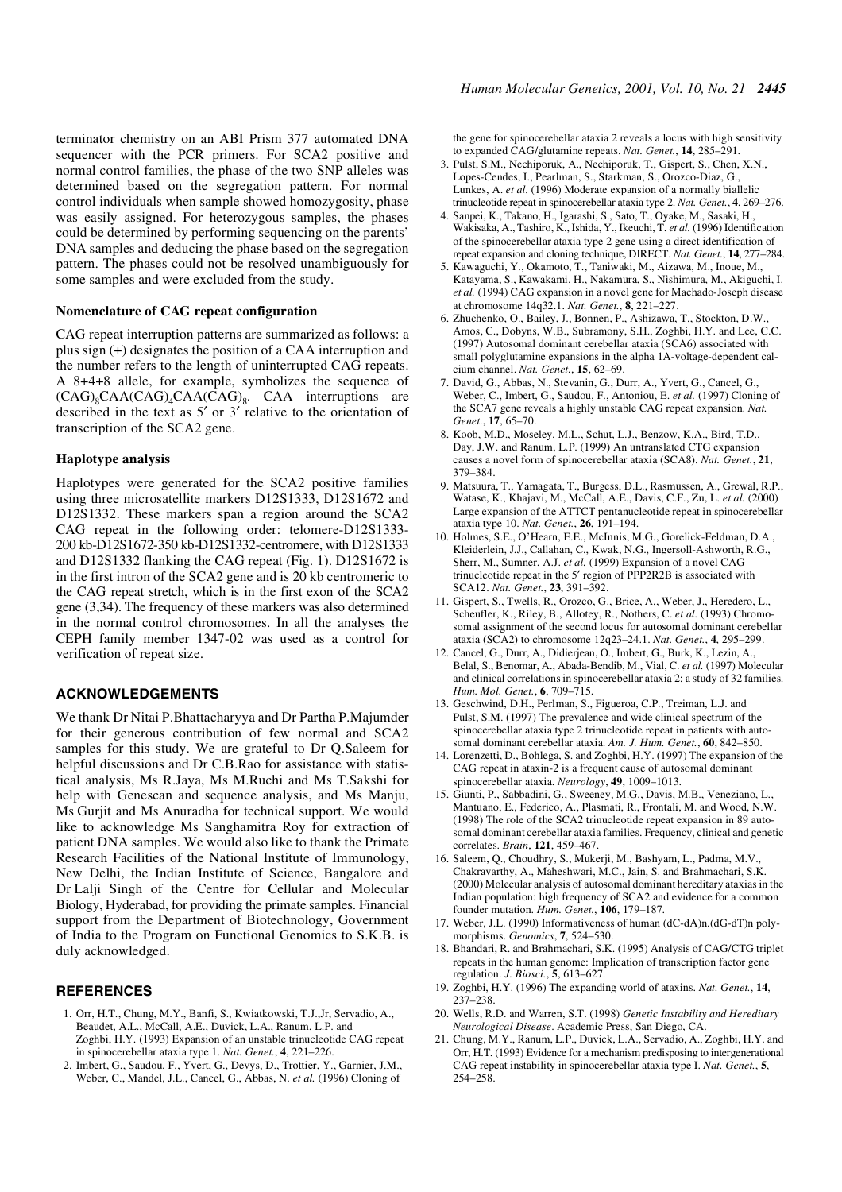terminator chemistry on an ABI Prism 377 automated DNA sequencer with the PCR primers. For SCA2 positive and normal control families, the phase of the two SNP alleles was determined based on the segregation pattern. For normal control individuals when sample showed homozygosity, phase was easily assigned. For heterozygous samples, the phases could be determined by performing sequencing on the parents' DNA samples and deducing the phase based on the segregation pattern. The phases could not be resolved unambiguously for some samples and were excluded from the study.

### Nomenclature of CAG repeat configuration

CAG repeat interruption patterns are summarized as follows: a plus sign (+) designates the position of a CAA interruption and the number refers to the length of uninterrupted CAG repeats. A 8+4+8 allele, for example, symbolizes the sequence of $(CAG)_8CAA(CAG)_4CAA(CAG)_8$. CAA interruptions are described in the text as 5′ or 3′ relative to the orientation of transcription of the SCA2 gene.

### Haplotype analysis

Haplotypes were generated for the SCA2 positive families using three microsatellite markers D12S1333, D12S1672 and D12S1332. These markers span a region around the SCA2 CAG repeat in the following order: telomere-D12S1333-200 kb-D12S1672-350 kb-D12S1332-centromere, with D12S1333 and D12S1332 flanking the CAG repeat (Fig. 1). D12S1672 is in the first intron of the SCA2 gene and is 20 kb centromeric to the CAG repeat stretch, which is in the first exon of the SCA2 gene (3,34). The frequency of these markers was also determined in the normal control chromosomes. In all the analyses the CEPH family member 1347-02 was used as a control for verification of repeat size.

## ACKNOWLEDGEMENTS

We thank Dr Nitai P.Bhattacharyya and Dr Partha P.Majumder for their generous contribution of few normal and SCA2 samples for this study. We are grateful to Dr Q.Saleem for helpful discussions and Dr C.B.Rao for assistance with statistical analysis, Ms R.Jaya, Ms M.Ruchi and Ms T.Sakshi for help with Genescan and sequence analysis, and Ms Manju, Ms Gurjit and Ms Anuradha for technical support. We would like to acknowledge Ms Sanghamitra Roy for extraction of patient DNA samples. We would also like to thank the Primate Research Facilities of the National Institute of Immunology, New Delhi, the Indian Institute of Science, Bangalore and Dr Lalji Singh of the Centre for Cellular and Molecular Biology, Hyderabad, for providing the primate samples. Financial support from the Department of Biotechnology, Government of India to the Program on Functional Genomics to S.K.B. is duly acknowledged.

## REFERENCES

1. Orr, H.T., Chung, M.Y., Banfi, S., Kwiatkowski, T.J.,Jr, Servadio, A., Beaudet, A.L., McCall, A.E., Duvick, L.A., Ranum, L.P. and Zoghbi, H.Y. (1993) Expansion of an unstable trinucleotide CAG repeat in spinocerebellar ataxia type 1. *Nat. Genet.*, **4**, 221–226.
2. Imbert, G., Saudou, F., Yvert, G., Devys, D., Trottier, Y., Garnier, J.M., Weber, C., Mandel, J.L., Cancel, G., Abbas, N. *et al.* (1996) Cloning of the gene for spinocerebellar ataxia 2 reveals a locus with high sensitivity to expanded CAG/glutamine repeats. *Nat. Genet.*, **14**, 285–291.
3. Pulst, S.M., Nechiporuk, A., Nechiporuk, T., Gispert, S., Chen, X.N., Lopes-Cendes, I., Pearlman, S., Starkman, S., Orozco-Diaz, G., Lunkes, A. *et al.* (1996) Moderate expansion of a normally biallelic trinucleotide repeat in spinocerebellar ataxia type 2. *Nat. Genet.*, **4**, 269–276.
4. Sanpei, K., Takano, H., Igarashi, S., Sato, T., Oyake, M., Sasaki, H., Wakisaka, A., Tashiro, K., Ishida, Y., Ikeuchi, T. *et al.* (1996) Identification of the spinocerebellar ataxia type 2 gene using a direct identification of repeat expansion and cloning technique, DIRECT. *Nat. Genet.*, **14**, 277–284.
5. Kawaguchi, Y., Okamoto, T., Taniwaki, M., Aizawa, M., Inoue, M., Katayama, S., Kawakami, H., Nakamura, S., Nishimura, M., Akiguchi, I. *et al.* (1994) CAG expansion in a novel gene for Machado-Joseph disease at chromosome 14q32.1. *Nat. Genet.*, **8**, 221–227.
6. Zhuchenko, O., Bailey, J., Bonnen, P., Ashizawa, T., Stockton, D.W., Amos, C., Dobyns, W.B., Subramony, S.H., Zoghbi, H.Y. and Lee, C.C. (1997) Autosomal dominant cerebellar ataxia (SCA6) associated with small polyglutamine expansions in the alpha 1A-voltage-dependent calcium channel. *Nat. Genet.*, **15**, 62–69.
7. David, G., Abbas, N., Stevanin, G., Durr, A., Yvert, G., Cancel, G., Weber, C., Imbert, G., Saudou, F., Antoniou, E. *et al.* (1997) Cloning of the SCA7 gene reveals a highly unstable CAG repeat expansion. *Nat. Genet.*, **17**, 65–70.
8. Koob, M.D., Moseley, M.L., Schut, L.J., Benzow, K.A., Bird, T.D., Day, J.W. and Ranum, L.P. (1999) An untranslated CTG expansion causes a novel form of spinocerebellar ataxia (SCA8). *Nat. Genet.*, **21**, 379–384.
9. Matsuura, T., Yamagata, T., Burgess, D.L., Rasmussen, A., Grewal, R.P., Watase, K., Khajavi, M., McCall, A.E., Davis, C.F., Zu, L. *et al.* (2000) Large expansion of the ATTCT pentanucleotide repeat in spinocerebellar ataxia type 10. *Nat. Genet.*, **26**, 191–194.
10. Holmes, S.E., O'Hearn, E.E., McInnis, M.G., Gorelick-Feldman, D.A., Kleiderlein, J.J., Callahan, C., Kwak, N.G., Ingersoll-Ashworth, R.G., Sherr, M., Sumner, A.J. *et al.* (1999) Expansion of a novel CAG trinucleotide repeat in the 5′ region of PPP2R2B is associated with SCA12. *Nat. Genet.*, **23**, 391–392.
11. Gispert, S., Twells, R., Orozco, G., Brice, A., Weber, J., Heredero, L., Scheufler, K., Riley, B., Allotey, R., Nothers, C. *et al.* (1993) Chromosomal assignment of the second locus for autosomal dominant cerebellar ataxia (SCA2) to chromosome 12q23–24.1. *Nat. Genet.*, **4**, 295–299.
12. Cancel, G., Durr, A., Didierjean, O., Imbert, G., Burk, K., Lezin, A., Belal, S., Benomar, A., Abada-Bendib, M., Vial, C. *et al.* (1997) Molecular and clinical correlations in spinocerebellar ataxia 2: a study of 32 families. *Hum. Mol. Genet.*, **6**, 709–715.
13. Geschwind, D.H., Perlman, S., Figueroa, C.P., Treiman, L.J. and Pulst, S.M. (1997) The prevalence and wide clinical spectrum of the spinocerebellar ataxia type 2 trinucleotide repeat in patients with autosomal dominant cerebellar ataxia. *Am. J. Hum. Genet.*, **60**, 842–850.
14. Lorenzetti, D., Bohlega, S. and Zoghbi, H.Y. (1997) The expansion of the CAG repeat in ataxin-2 is a frequent cause of autosomal dominant spinocerebellar ataxia. *Neurology*, **49**, 1009–1013.
15. Giunti, P., Sabbadini, G., Sweeney, M.G., Davis, M.B., Veneziano, L., Mantuano, E., Federico, A., Plasmati, R., Frontali, M. and Wood, N.W. (1998) The role of the SCA2 trinucleotide repeat expansion in 89 autosomal dominant cerebellar ataxia families. Frequency, clinical and genetic correlates. *Brain*, **121**, 459–467.
16. Saleem, Q., Choudhry, S., Mukerji, M., Bashyam, L., Padma, M.V., Chakravarthy, A., Maheshwari, M.C., Jain, S. and Brahmachari, S.K. (2000) Molecular analysis of autosomal dominant hereditary ataxias in the Indian population: high frequency of SCA2 and evidence for a common founder mutation. *Hum. Genet.*, **106**, 179–187.
17. Weber, J.L. (1990) Informativeness of human (dC-dA)n.(dG-dT)n polymorphisms. *Genomics*, **7**, 524–530.
18. Bhandari, R. and Brahmachari, S.K. (1995) Analysis of CAG/CTG triplet repeats in the human genome: Implication of transcription factor gene regulation. *J. Biosci.*, **5**, 613–627.
19. Zoghbi, H.Y. (1996) The expanding world of ataxins. *Nat. Genet.*, **14**, 237–238.
20. Wells, R.D. and Warren, S.T. (1998) *Genetic Instability and Hereditary Neurological Disease*. Academic Press, San Diego, CA.
21. Chung, M.Y., Ranum, L.P., Duvick, L.A., Servadio, A., Zoghbi, H.Y. and Orr, H.T. (1993) Evidence for a mechanism predisposing to intergenerational CAG repeat instability in spinocerebellar ataxia type I. *Nat. Genet.*, **5**, 254–258.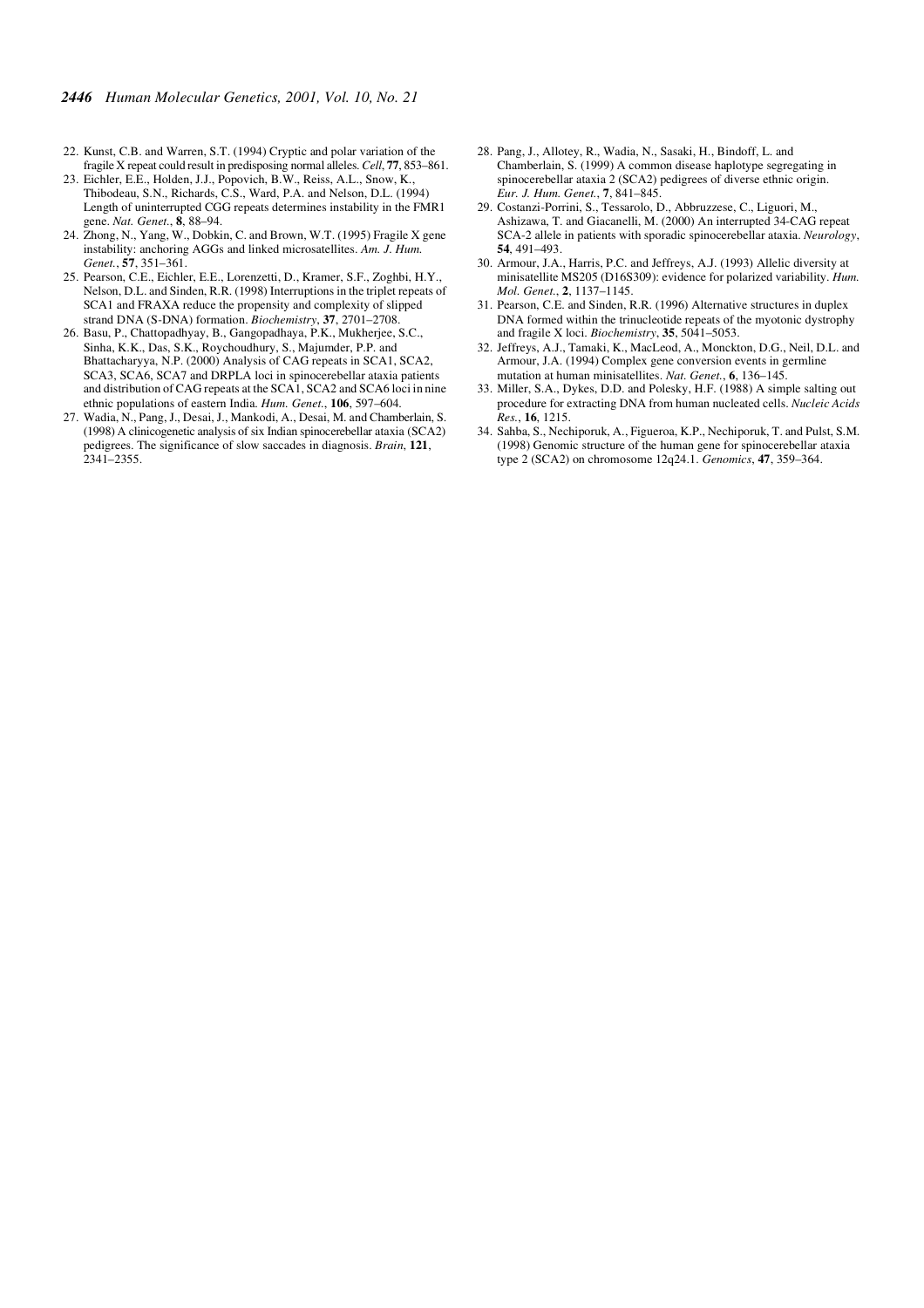22. Kunst, C.B. and Warren, S.T. (1994) Cryptic and polar variation of the fragile X repeat could result in predisposing normal alleles. *Cell*, **77**, 853–861.
23. Eichler, E.E., Holden, J.J., Popovich, B.W., Reiss, A.L., Snow, K., Thibodeau, S.N., Richards, C.S., Ward, P.A. and Nelson, D.L. (1994) Length of uninterrupted CGG repeats determines instability in the FMR1 gene. *Nat. Genet.*, **8**, 88–94.
24. Zhong, N., Yang, W., Dobkin, C. and Brown, W.T. (1995) Fragile X gene instability: anchoring AGGs and linked microsatellites. *Am. J. Hum. Genet.*, **57**, 351–361.
25. Pearson, C.E., Eichler, E.E., Lorenzetti, D., Kramer, S.F., Zoghbi, H.Y., Nelson, D.L. and Sinden, R.R. (1998) Interruptions in the triplet repeats of SCA1 and FRAXA reduce the propensity and complexity of slipped strand DNA (S-DNA) formation. *Biochemistry*, **37**, 2701–2708.
26. Basu, P., Chattopadhyay, B., Gangopadhaya, P.K., Mukherjee, S.C., Sinha, K.K., Das, S.K., Roychoudhury, S., Majumder, P.P. and Bhattacharyya, N.P. (2000) Analysis of CAG repeats in SCA1, SCA2, SCA3, SCA6, SCA7 and DRPLA loci in spinocerebellar ataxia patients and distribution of CAG repeats at the SCA1, SCA2 and SCA6 loci in nine ethnic populations of eastern India. *Hum. Genet.*, **106**, 597–604.
27. Wadia, N., Pang, J., Desai, J., Mankodi, A., Desai, M. and Chamberlain, S. (1998) A clinicogenetic analysis of six Indian spinocerebellar ataxia (SCA2) pedigrees. The significance of slow saccades in diagnosis. *Brain*, **121**, 2341–2355.
28. Pang, J., Allotey, R., Wadia, N., Sasaki, H., Bindoff, L. and Chamberlain, S. (1999) A common disease haplotype segregating in spinocerebellar ataxia 2 (SCA2) pedigrees of diverse ethnic origin. *Eur. J. Hum. Genet.*, **7**, 841–845.
29. Costanzi-Porrini, S., Tessarolo, D., Abbruzzese, C., Liguori, M., Ashizawa, T. and Giacanelli, M. (2000) An interrupted 34-CAG repeat SCA-2 allele in patients with sporadic spinocerebellar ataxia. *Neurology*, **54**, 491–493.
30. Armour, J.A., Harris, P.C. and Jeffreys, A.J. (1993) Allelic diversity at minisatellite MS205 (D16S309): evidence for polarized variability. *Hum. Mol. Genet.*, **2**, 1137–1145.
31. Pearson, C.E. and Sinden, R.R. (1996) Alternative structures in duplex DNA formed within the trinucleotide repeats of the myotonic dystrophy and fragile X loci. *Biochemistry*, **35**, 5041–5053.
32. Jeffreys, A.J., Tamaki, K., MacLeod, A., Monckton, D.G., Neil, D.L. and Armour, J.A. (1994) Complex gene conversion events in germline mutation at human minisatellites. *Nat. Genet.*, **6**, 136–145.
33. Miller, S.A., Dykes, D.D. and Polesky, H.F. (1988) A simple salting out procedure for extracting DNA from human nucleated cells. *Nucleic Acids Res.*, **16**, 1215.
34. Sahba, S., Nechiporuk, A., Figueroa, K.P., Nechiporuk, T. and Pulst, S.M. (1998) Genomic structure of the human gene for spinocerebellar ataxia type 2 (SCA2) on chromosome 12q24.1. *Genomics*, **47**, 359–364.